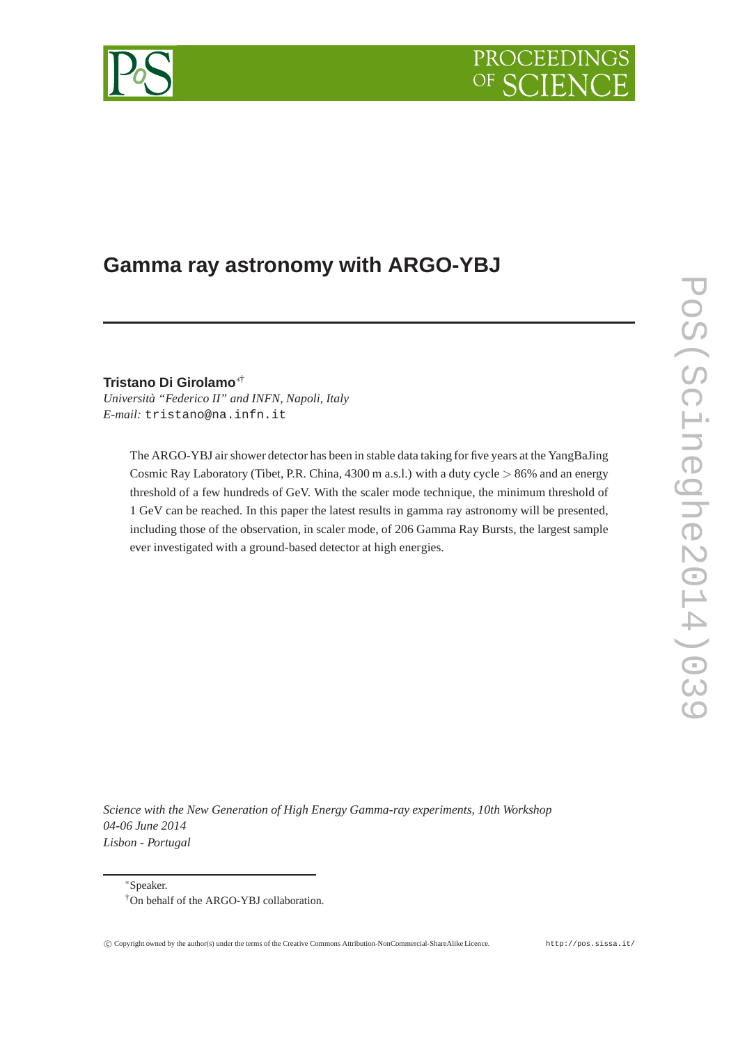# Gamma ray astronomy with ARGO-YBJ

**Tristano Di Girolamo**[*†]
*Università "Federico II" and INFN, Napoli, Italy*
*E-mail:* tristano@na.infn.it

The ARGO-YBJ air shower detector has been in stable data taking for five years at the YangBaJing Cosmic Ray Laboratory (Tibet, P.R. China, 4300 m a.s.l.) with a duty cycle $>$ 86% and an energy threshold of a few hundreds of GeV. With the scaler mode technique, the minimum threshold of 1 GeV can be reached. In this paper the latest results in gamma ray astronomy will be presented, including those of the observation, in scaler mode, of 206 Gamma Ray Bursts, the largest sample ever investigated with a ground-based detector at high energies.

*Science with the New Generation of High Energy Gamma-ray experiments, 10th Workshop*
*04-06 June 2014*
*Lisbon - Portugal*

[*] Speaker.
[†] On behalf of the ARGO-YBJ collaboration.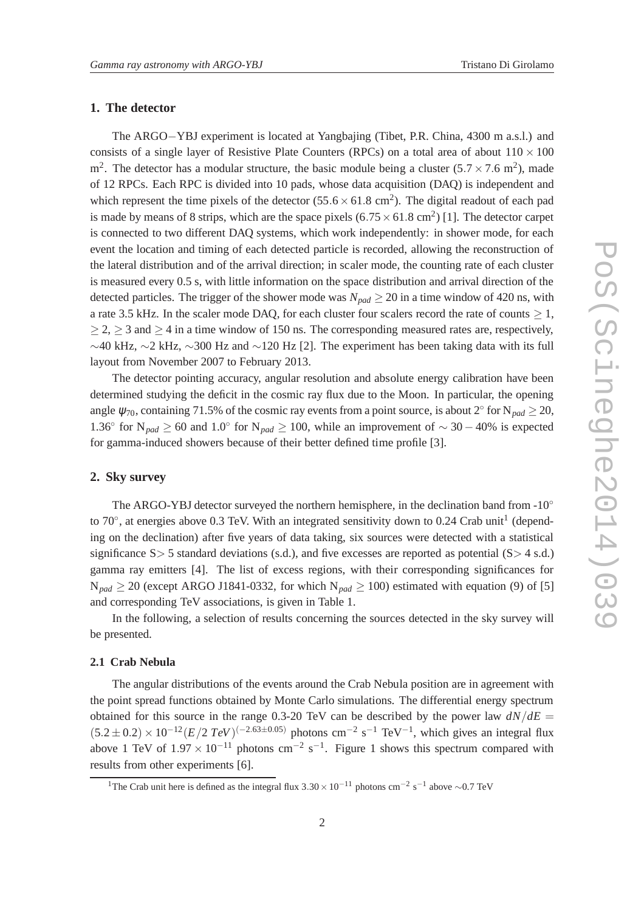## 1. The detector

The ARGO−YBJ experiment is located at Yangbajing (Tibet, P.R. China, 4300 m a.s.l.) and consists of a single layer of Resistive Plate Counters (RPCs) on a total area of about $110 \times 100$ m$^2$. The detector has a modular structure, the basic module being a cluster ($5.7 \times 7.6$ m$^2$), made of 12 RPCs. Each RPC is divided into 10 pads, whose data acquisition (DAQ) is independent and which represent the time pixels of the detector ($55.6 \times 61.8$ cm$^2$). The digital readout of each pad is made by means of 8 strips, which are the space pixels ($6.75 \times 61.8$ cm$^2$) [1]. The detector carpet is connected to two different DAQ systems, which work independently: in shower mode, for each event the location and timing of each detected particle is recorded, allowing the reconstruction of the lateral distribution and of the arrival direction; in scaler mode, the counting rate of each cluster is measured every 0.5 s, with little information on the space distribution and arrival direction of the detected particles. The trigger of the shower mode was $N_{pad} \geq 20$ in a time window of 420 ns, with a rate 3.5 kHz. In the scaler mode DAQ, for each cluster four scalers record the rate of counts $\geq 1$, $\geq 2$, $\geq 3$ and $\geq 4$ in a time window of 150 ns. The corresponding measured rates are, respectively, $\sim$40 kHz, $\sim$2 kHz, $\sim$300 Hz and $\sim$120 Hz [2]. The experiment has been taking data with its full layout from November 2007 to February 2013.

The detector pointing accuracy, angular resolution and absolute energy calibration have been determined studying the deficit in the cosmic ray flux due to the Moon. In particular, the opening angle $\psi_{70}$, containing 71.5% of the cosmic ray events from a point source, is about 2° for $N_{pad} \geq 20$, 1.36° for $N_{pad} \geq 60$ and 1.0° for $N_{pad} \geq 100$, while an improvement of $\sim 30-40\%$ is expected for gamma-induced showers because of their better defined time profile [3].

## 2. Sky survey

The ARGO-YBJ detector surveyed the northern hemisphere, in the declination band from -10° to 70°, at energies above 0.3 TeV. With an integrated sensitivity down to 0.24 Crab unit[1] (depending on the declination) after five years of data taking, six sources were detected with a statistical significance S$>$ 5 standard deviations (s.d.), and five excesses are reported as potential (S$>$ 4 s.d.) gamma ray emitters [4]. The list of excess regions, with their corresponding significances for $N_{pad} \geq 20$ (except ARGO J1841-0332, for which $N_{pad} \geq 100$) estimated with equation (9) of [5] and corresponding TeV associations, is given in Table 1.

In the following, a selection of results concerning the sources detected in the sky survey will be presented.

### 2.1 Crab Nebula

The angular distributions of the events around the Crab Nebula position are in agreement with the point spread functions obtained by Monte Carlo simulations. The differential energy spectrum obtained for this source in the range 0.3-20 TeV can be described by the power law $dN/dE = (5.2 \pm 0.2) \times 10^{-12} (E/2\ TeV)^{(-2.63 \pm 0.05)}$ photons cm$^{-2}$ s$^{-1}$ TeV$^{-1}$, which gives an integral flux above 1 TeV of $1.97 \times 10^{-11}$ photons cm$^{-2}$ s$^{-1}$. Figure 1 shows this spectrum compared with results from other experiments [6].

[1] The Crab unit here is defined as the integral flux $3.30 \times 10^{-11}$ photons cm$^{-2}$ s$^{-1}$ above $\sim$0.7 TeV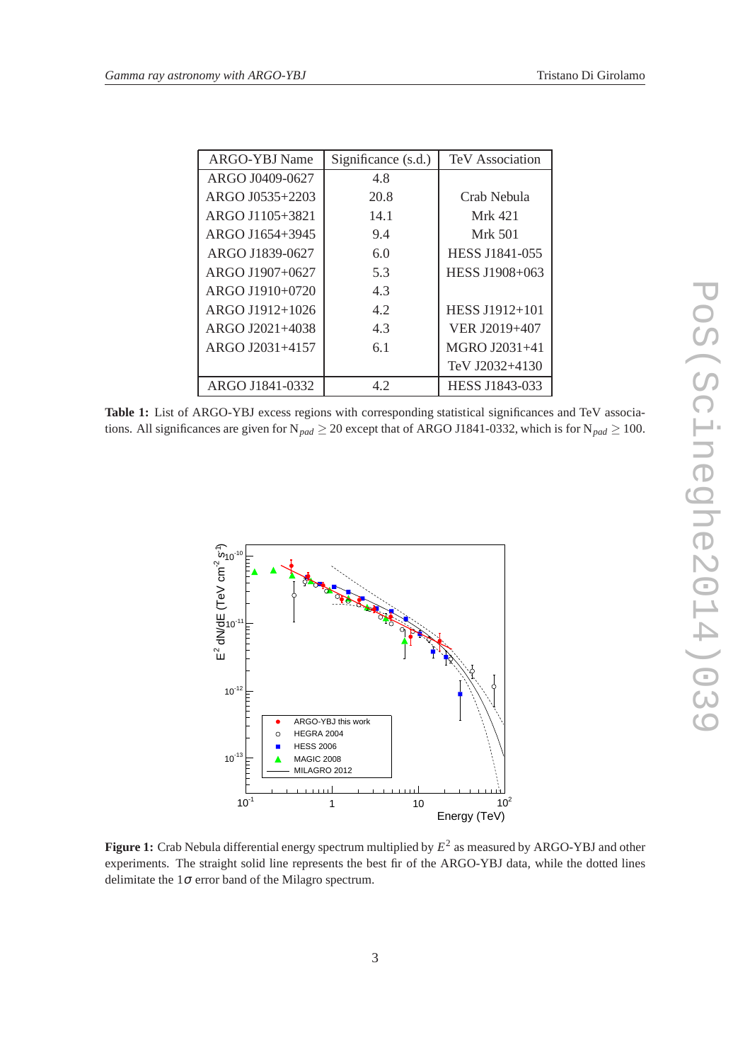| ARGO-YBJ Name | Significance (s.d.) | TeV Association |
|---|---|---|
| ARGO J0409-0627 | 4.8 | |
| ARGO J0535+2203 | 20.8 | Crab Nebula |
| ARGO J1105+3821 | 14.1 | Mrk 421 |
| ARGO J1654+3945 | 9.4 | Mrk 501 |
| ARGO J1839-0627 | 6.0 | HESS J1841-055 |
| ARGO J1907+0627 | 5.3 | HESS J1908+063 |
| ARGO J1910+0720 | 4.3 | |
| ARGO J1912+1026 | 4.2 | HESS J1912+101 |
| ARGO J2021+4038 | 4.3 | VER J2019+407 |
| ARGO J2031+4157 | 6.1 | MGRO J2031+41 |
| | | TeV J2032+4130 |
| ARGO J1841-0332 | 4.2 | HESS J1843-033 |

**Table 1:** List of ARGO-YBJ excess regions with corresponding statistical significances and TeV associations. All significances are given for $N_{pad} \geq 20$ except that of ARGO J1841-0332, which is for $N_{pad} \geq 100$.

**Figure 1:** Crab Nebula differential energy spectrum multiplied by $E^2$ as measured by ARGO-YBJ and other experiments. The straight solid line represents the best fir of the ARGO-YBJ data, while the dotted lines delimitate the $1\sigma$ error band of the Milagro spectrum.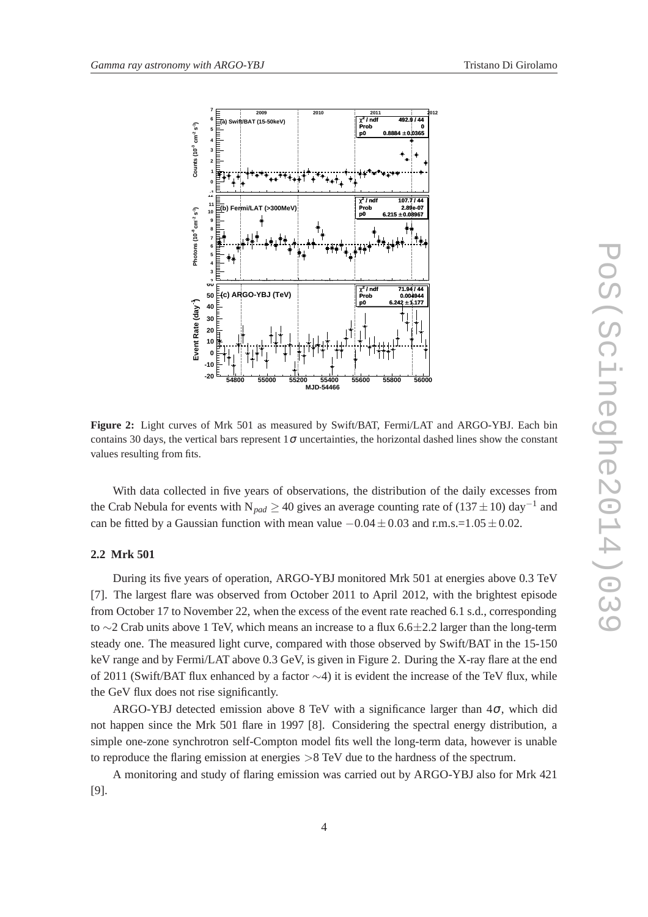**Figure 2:** Light curves of Mrk 501 as measured by Swift/BAT, Fermi/LAT and ARGO-YBJ. Each bin contains 30 days, the vertical bars represent $1\sigma$ uncertainties, the horizontal dashed lines show the constant values resulting from fits.

With data collected in five years of observations, the distribution of the daily excesses from the Crab Nebula for events with $N_{pad} \geq 40$ gives an average counting rate of $(137 \pm 10)$ day$^{-1}$ and can be fitted by a Gaussian function with mean value $-0.04 \pm 0.03$ and r.m.s.=$1.05 \pm 0.02$.

### 2.2 Mrk 501

During its five years of operation, ARGO-YBJ monitored Mrk 501 at energies above 0.3 TeV [7]. The largest flare was observed from October 2011 to April 2012, with the brightest episode from October 17 to November 22, when the excess of the event rate reached 6.1 s.d., corresponding to $\sim$2 Crab units above 1 TeV, which means an increase to a flux $6.6 \pm 2.2$ larger than the long-term steady one. The measured light curve, compared with those observed by Swift/BAT in the 15-150 keV range and by Fermi/LAT above 0.3 GeV, is given in Figure 2. During the X-ray flare at the end of 2011 (Swift/BAT flux enhanced by a factor $\sim$4) it is evident the increase of the TeV flux, while the GeV flux does not rise significantly.

ARGO-YBJ detected emission above 8 TeV with a significance larger than $4\sigma$, which did not happen since the Mrk 501 flare in 1997 [8]. Considering the spectral energy distribution, a simple one-zone synchrotron self-Compton model fits well the long-term data, however is unable to reproduce the flaring emission at energies $>$8 TeV due to the hardness of the spectrum.

A monitoring and study of flaring emission was carried out by ARGO-YBJ also for Mrk 421 [9].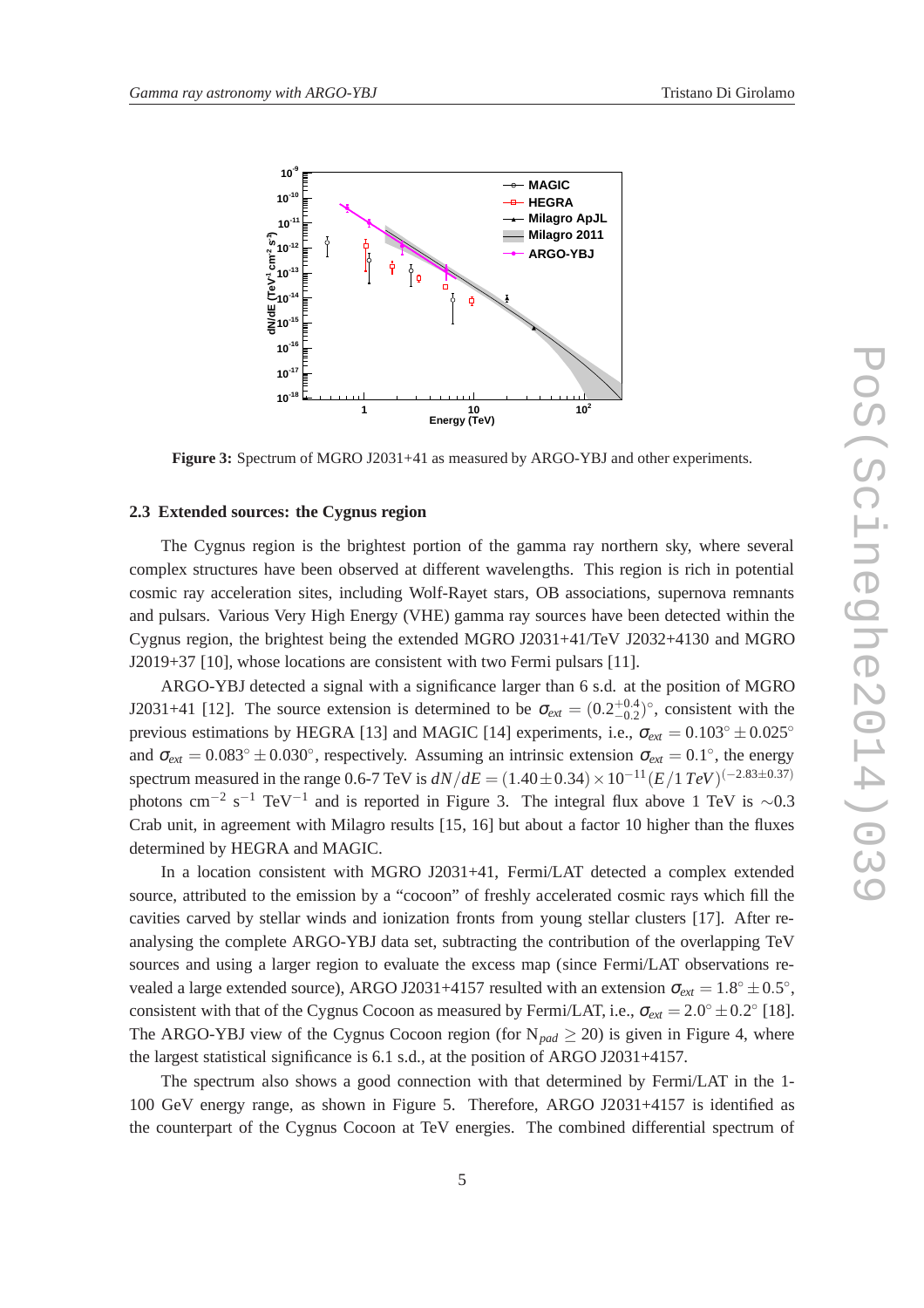**Figure 3:** Spectrum of MGRO J2031+41 as measured by ARGO-YBJ and other experiments.

### 2.3 Extended sources: the Cygnus region

The Cygnus region is the brightest portion of the gamma ray northern sky, where several complex structures have been observed at different wavelengths. This region is rich in potential cosmic ray acceleration sites, including Wolf-Rayet stars, OB associations, supernova remnants and pulsars. Various Very High Energy (VHE) gamma ray sources have been detected within the Cygnus region, the brightest being the extended MGRO J2031+41/TeV J2032+4130 and MGRO J2019+37 [10], whose locations are consistent with two Fermi pulsars [11].

ARGO-YBJ detected a signal with a significance larger than 6 s.d. at the position of MGRO J2031+41 [12]. The source extension is determined to be $\sigma_{ext} = (0.2^{+0.4}_{-0.2})^{\circ}$, consistent with the previous estimations by HEGRA [13] and MAGIC [14] experiments, i.e., $\sigma_{ext} = 0.103^{\circ} \pm 0.025^{\circ}$ and $\sigma_{ext} = 0.083^{\circ} \pm 0.030^{\circ}$, respectively. Assuming an intrinsic extension $\sigma_{ext} = 0.1^{\circ}$, the energy spectrum measured in the range 0.6-7 TeV is $dN/dE = (1.40 \pm 0.34) \times 10^{-11} (E/1\,TeV)^{(-2.83 \pm 0.37)}$ photons cm$^{-2}$ s$^{-1}$ TeV$^{-1}$ and is reported in Figure 3. The integral flux above 1 TeV is $\sim$0.3 Crab unit, in agreement with Milagro results [15, 16] but about a factor 10 higher than the fluxes determined by HEGRA and MAGIC.

In a location consistent with MGRO J2031+41, Fermi/LAT detected a complex extended source, attributed to the emission by a "cocoon" of freshly accelerated cosmic rays which fill the cavities carved by stellar winds and ionization fronts from young stellar clusters [17]. After re-analysing the complete ARGO-YBJ data set, subtracting the contribution of the overlapping TeV sources and using a larger region to evaluate the excess map (since Fermi/LAT observations revealed a large extended source), ARGO J2031+4157 resulted with an extension $\sigma_{ext} = 1.8^{\circ} \pm 0.5^{\circ}$, consistent with that of the Cygnus Cocoon as measured by Fermi/LAT, i.e., $\sigma_{ext} = 2.0^{\circ} \pm 0.2^{\circ}$ [18]. The ARGO-YBJ view of the Cygnus Cocoon region (for $N_{pad} \geq 20$) is given in Figure 4, where the largest statistical significance is 6.1 s.d., at the position of ARGO J2031+4157.

The spectrum also shows a good connection with that determined by Fermi/LAT in the 1-100 GeV energy range, as shown in Figure 5. Therefore, ARGO J2031+4157 is identified as the counterpart of the Cygnus Cocoon at TeV energies. The combined differential spectrum of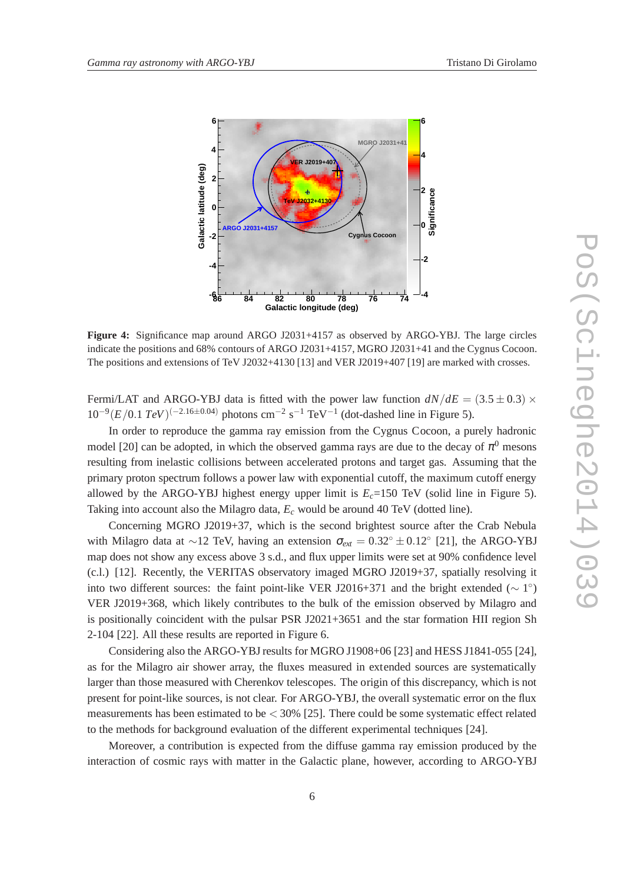**Figure 4:** Significance map around ARGO J2031+4157 as observed by ARGO-YBJ. The large circles indicate the positions and 68% contours of ARGO J2031+4157, MGRO J2031+41 and the Cygnus Cocoon. The positions and extensions of TeV J2032+4130 [13] and VER J2019+407 [19] are marked with crosses.

Fermi/LAT and ARGO-YBJ data is fitted with the power law function $dN/dE = (3.5 \pm 0.3) \times 10^{-9}(E/0.1\ TeV)^{(-2.16\pm0.04)}$ photons cm$^{-2}$ s$^{-1}$ TeV$^{-1}$ (dot-dashed line in Figure 5).

In order to reproduce the gamma ray emission from the Cygnus Cocoon, a purely hadronic model [20] can be adopted, in which the observed gamma rays are due to the decay of $\pi^0$ mesons resulting from inelastic collisions between accelerated protons and target gas. Assuming that the primary proton spectrum follows a power law with exponential cutoff, the maximum cutoff energy allowed by the ARGO-YBJ highest energy upper limit is $E_c$=150 TeV (solid line in Figure 5). Taking into account also the Milagro data, $E_c$ would be around 40 TeV (dotted line).

Concerning MGRO J2019+37, which is the second brightest source after the Crab Nebula with Milagro data at $\sim$12 TeV, having an extension $\sigma_{ext} = 0.32^{\circ} \pm 0.12^{\circ}$ [21], the ARGO-YBJ map does not show any excess above 3 s.d., and flux upper limits were set at 90% confidence level (c.l.) [12]. Recently, the VERITAS observatory imaged MGRO J2019+37, spatially resolving it into two different sources: the faint point-like VER J2016+371 and the bright extended ($\sim 1^{\circ}$) VER J2019+368, which likely contributes to the bulk of the emission observed by Milagro and is positionally coincident with the pulsar PSR J2021+3651 and the star formation HII region Sh 2-104 [22]. All these results are reported in Figure 6.

Considering also the ARGO-YBJ results for MGRO J1908+06 [23] and HESS J1841-055 [24], as for the Milagro air shower array, the fluxes measured in extended sources are systematically larger than those measured with Cherenkov telescopes. The origin of this discrepancy, which is not present for point-like sources, is not clear. For ARGO-YBJ, the overall systematic error on the flux measurements has been estimated to be $<$ 30% [25]. There could be some systematic effect related to the methods for background evaluation of the different experimental techniques [24].

Moreover, a contribution is expected from the diffuse gamma ray emission produced by the interaction of cosmic rays with matter in the Galactic plane, however, according to ARGO-YBJ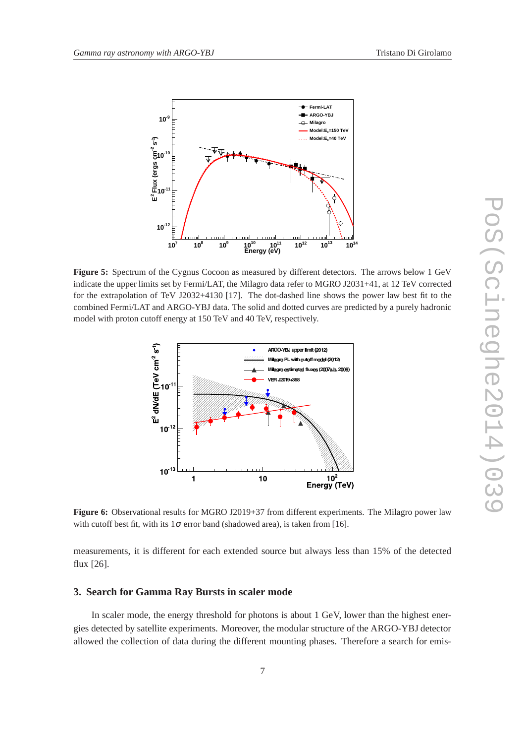**Figure 5:** Spectrum of the Cygnus Cocoon as measured by different detectors. The arrows below 1 GeV indicate the upper limits set by Fermi/LAT, the Milagro data refer to MGRO J2031+41, at 12 TeV corrected for the extrapolation of TeV J2032+4130 [17]. The dot-dashed line shows the power law best fit to the combined Fermi/LAT and ARGO-YBJ data. The solid and dotted curves are predicted by a purely hadronic model with proton cutoff energy at 150 TeV and 40 TeV, respectively.

**Figure 6:** Observational results for MGRO J2019+37 from different experiments. The Milagro power law with cutoff best fit, with its $1\sigma$ error band (shadowed area), is taken from [16].

measurements, it is different for each extended source but always less than 15% of the detected flux [26].

### 3. Search for Gamma Ray Bursts in scaler mode

In scaler mode, the energy threshold for photons is about 1 GeV, lower than the highest energies detected by satellite experiments. Moreover, the modular structure of the ARGO-YBJ detector allowed the collection of data during the different mounting phases. Therefore a search for emis-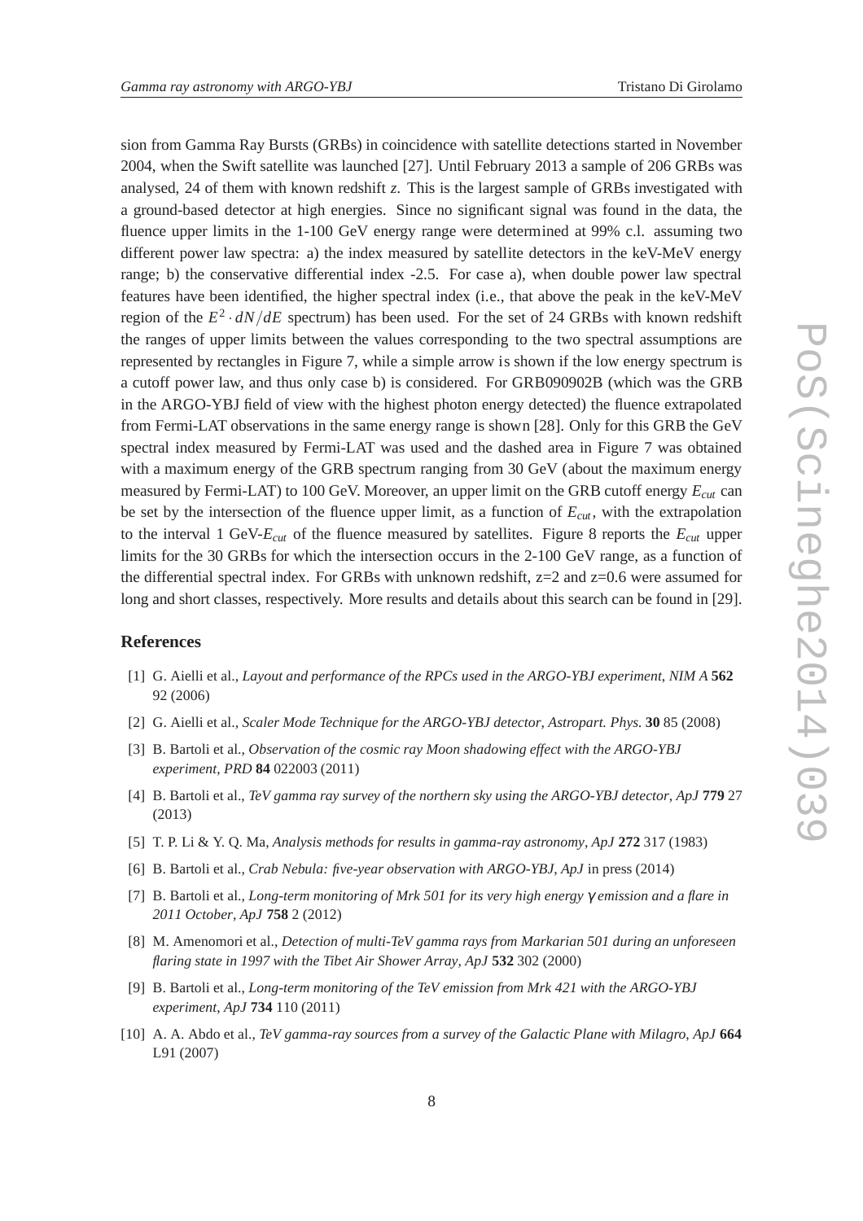sion from Gamma Ray Bursts (GRBs) in coincidence with satellite detections started in November 2004, when the Swift satellite was launched [27]. Until February 2013 a sample of 206 GRBs was analysed, 24 of them with known redshift $z$. This is the largest sample of GRBs investigated with a ground-based detector at high energies. Since no significant signal was found in the data, the fluence upper limits in the 1-100 GeV energy range were determined at 99% c.l. assuming two different power law spectra: a) the index measured by satellite detectors in the keV-MeV energy range; b) the conservative differential index -2.5. For case a), when double power law spectral features have been identified, the higher spectral index (i.e., that above the peak in the keV-MeV region of the $E^2 \cdot dN/dE$ spectrum) has been used. For the set of 24 GRBs with known redshift the ranges of upper limits between the values corresponding to the two spectral assumptions are represented by rectangles in Figure 7, while a simple arrow is shown if the low energy spectrum is a cutoff power law, and thus only case b) is considered. For GRB090902B (which was the GRB in the ARGO-YBJ field of view with the highest photon energy detected) the fluence extrapolated from Fermi-LAT observations in the same energy range is shown [28]. Only for this GRB the GeV spectral index measured by Fermi-LAT was used and the dashed area in Figure 7 was obtained with a maximum energy of the GRB spectrum ranging from 30 GeV (about the maximum energy measured by Fermi-LAT) to 100 GeV. Moreover, an upper limit on the GRB cutoff energy $E_{cut}$ can be set by the intersection of the fluence upper limit, as a function of $E_{cut}$, with the extrapolation to the interval 1 GeV-$E_{cut}$ of the fluence measured by satellites. Figure 8 reports the $E_{cut}$ upper limits for the 30 GRBs for which the intersection occurs in the 2-100 GeV range, as a function of the differential spectral index. For GRBs with unknown redshift, z=2 and z=0.6 were assumed for long and short classes, respectively. More results and details about this search can be found in [29].

## References

[1] G. Aielli et al., *Layout and performance of the RPCs used in the ARGO-YBJ experiment, NIM A* **562** 92 (2006)

[2] G. Aielli et al., *Scaler Mode Technique for the ARGO-YBJ detector, Astropart. Phys.* **30** 85 (2008)

[3] B. Bartoli et al., *Observation of the cosmic ray Moon shadowing effect with the ARGO-YBJ experiment, PRD* **84** 022003 (2011)

[4] B. Bartoli et al., *TeV gamma ray survey of the northern sky using the ARGO-YBJ detector, ApJ* **779** 27 (2013)

[5] T. P. Li & Y. Q. Ma, *Analysis methods for results in gamma-ray astronomy, ApJ* **272** 317 (1983)

[6] B. Bartoli et al., *Crab Nebula: five-year observation with ARGO-YBJ, ApJ* in press (2014)

[7] B. Bartoli et al., *Long-term monitoring of Mrk 501 for its very high energy $\gamma$ emission and a flare in 2011 October, ApJ* **758** 2 (2012)

[8] M. Amenomori et al., *Detection of multi-TeV gamma rays from Markarian 501 during an unforeseen flaring state in 1997 with the Tibet Air Shower Array, ApJ* **532** 302 (2000)

[9] B. Bartoli et al., *Long-term monitoring of the TeV emission from Mrk 421 with the ARGO-YBJ experiment, ApJ* **734** 110 (2011)

[10] A. A. Abdo et al., *TeV gamma-ray sources from a survey of the Galactic Plane with Milagro, ApJ* **664** L91 (2007)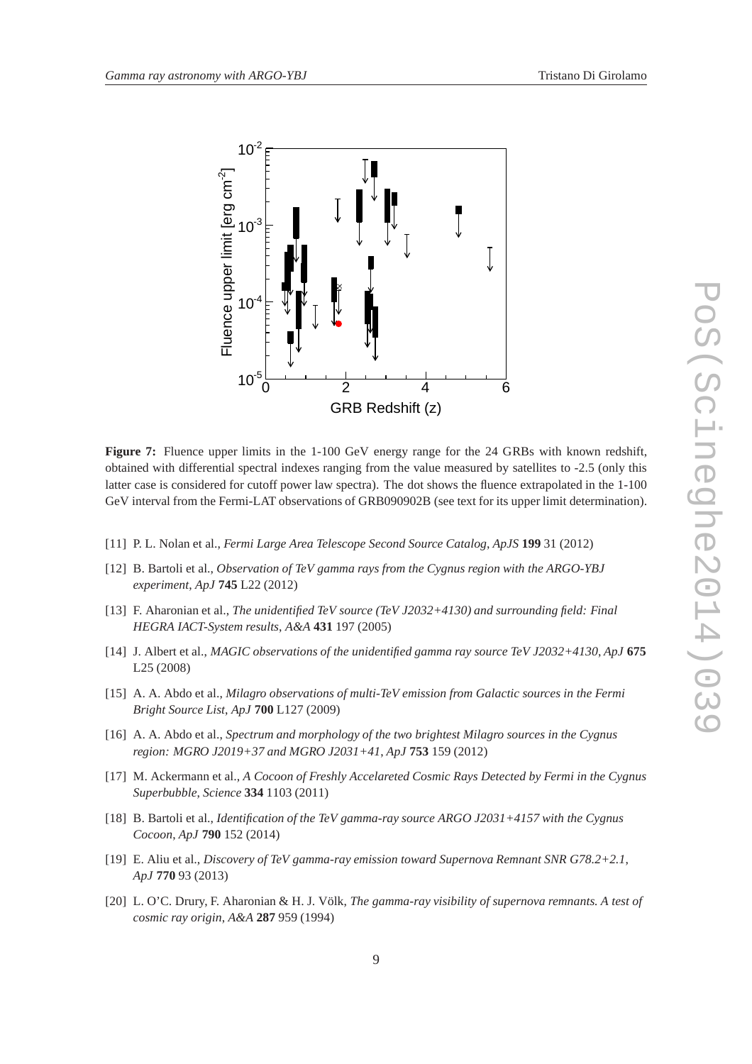**Figure 7:** Fluence upper limits in the 1-100 GeV energy range for the 24 GRBs with known redshift, obtained with differential spectral indexes ranging from the value measured by satellites to -2.5 (only this latter case is considered for cutoff power law spectra). The dot shows the fluence extrapolated in the 1-100 GeV interval from the Fermi-LAT observations of GRB090902B (see text for its upper limit determination).

[11] P. L. Nolan et al., *Fermi Large Area Telescope Second Source Catalog*, *ApJS* **199** 31 (2012)

[12] B. Bartoli et al., *Observation of TeV gamma rays from the Cygnus region with the ARGO-YBJ experiment*, *ApJ* **745** L22 (2012)

[13] F. Aharonian et al., *The unidentified TeV source (TeV J2032+4130) and surrounding field: Final HEGRA IACT-System results*, *A&A* **431** 197 (2005)

[14] J. Albert et al., *MAGIC observations of the unidentified gamma ray source TeV J2032+4130*, *ApJ* **675** L25 (2008)

[15] A. A. Abdo et al., *Milagro observations of multi-TeV emission from Galactic sources in the Fermi Bright Source List*, *ApJ* **700** L127 (2009)

[16] A. A. Abdo et al., *Spectrum and morphology of the two brightest Milagro sources in the Cygnus region: MGRO J2019+37 and MGRO J2031+41*, *ApJ* **753** 159 (2012)

[17] M. Ackermann et al., *A Cocoon of Freshly Accelareted Cosmic Rays Detected by Fermi in the Cygnus Superbubble*, *Science* **334** 1103 (2011)

[18] B. Bartoli et al., *Identification of the TeV gamma-ray source ARGO J2031+4157 with the Cygnus Cocoon*, *ApJ* **790** 152 (2014)

[19] E. Aliu et al., *Discovery of TeV gamma-ray emission toward Supernova Remnant SNR G78.2+2.1*, *ApJ* **770** 93 (2013)

[20] L. O'C. Drury, F. Aharonian & H. J. Völk, *The gamma-ray visibility of supernova remnants. A test of cosmic ray origin*, *A&A* **287** 959 (1994)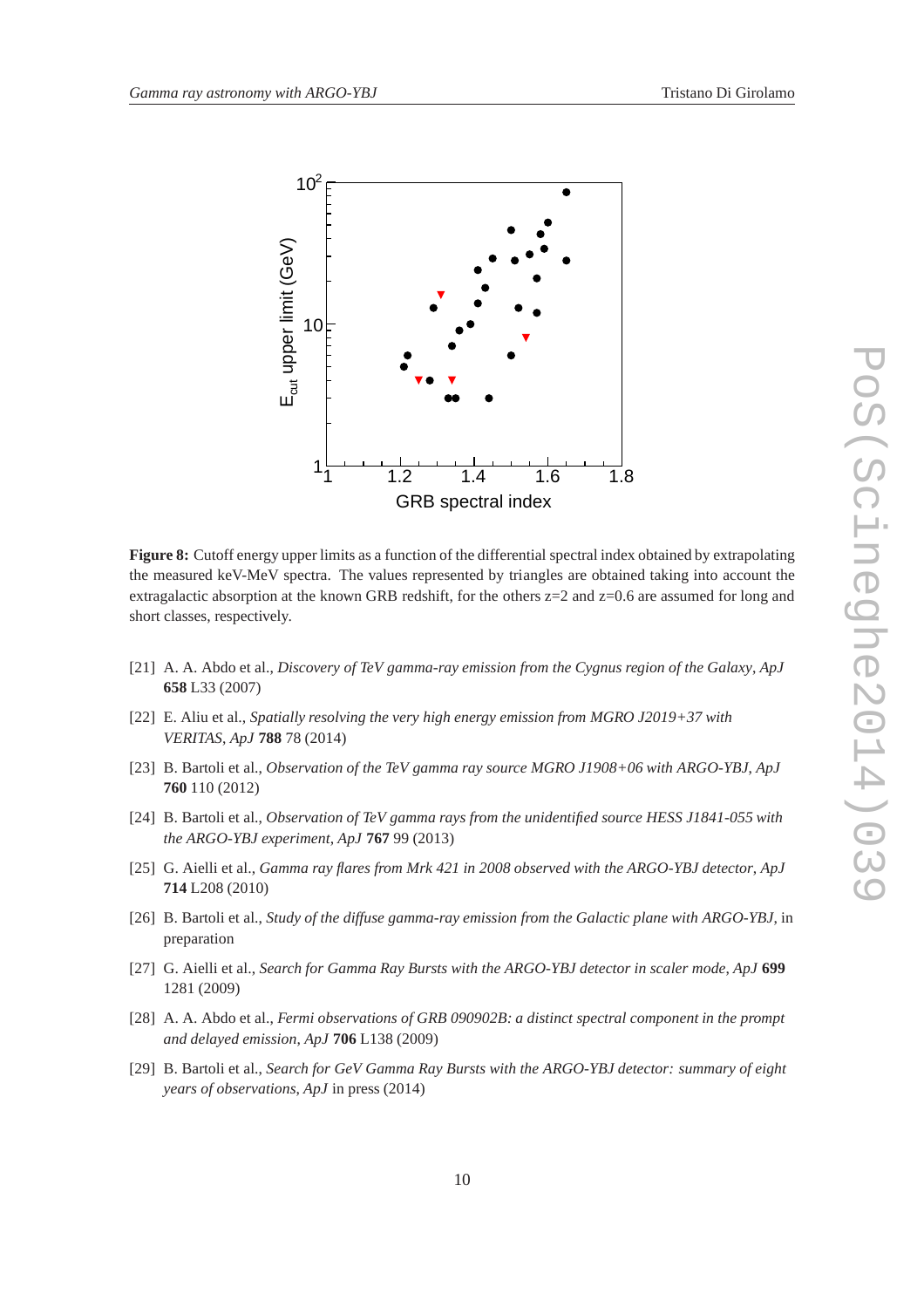$10^2$

10

1

1

1.2

1.4

1.6

1.8

$E_{cut}$ upper limit (GeV)

GRB spectral index

**Figure 8:** Cutoff energy upper limits as a function of the differential spectral index obtained by extrapolating the measured keV-MeV spectra. The values represented by triangles are obtained taking into account the extragalactic absorption at the known GRB redshift, for the others z=2 and z=0.6 are assumed for long and short classes, respectively.

[21] A. A. Abdo et al., *Discovery of TeV gamma-ray emission from the Cygnus region of the Galaxy*, *ApJ* **658** L33 (2007)

[22] E. Aliu et al., *Spatially resolving the very high energy emission from MGRO J2019+37 with VERITAS*, *ApJ* **788** 78 (2014)

[23] B. Bartoli et al., *Observation of the TeV gamma ray source MGRO J1908+06 with ARGO-YBJ*, *ApJ* **760** 110 (2012)

[24] B. Bartoli et al., *Observation of TeV gamma rays from the unidentified source HESS J1841-055 with the ARGO-YBJ experiment*, *ApJ* **767** 99 (2013)

[25] G. Aielli et al., *Gamma ray flares from Mrk 421 in 2008 observed with the ARGO-YBJ detector*, *ApJ* **714** L208 (2010)

[26] B. Bartoli et al., *Study of the diffuse gamma-ray emission from the Galactic plane with ARGO-YBJ*, in preparation

[27] G. Aielli et al., *Search for Gamma Ray Bursts with the ARGO-YBJ detector in scaler mode*, *ApJ* **699** 1281 (2009)

[28] A. A. Abdo et al., *Fermi observations of GRB 090902B: a distinct spectral component in the prompt and delayed emission*, *ApJ* **706** L138 (2009)

[29] B. Bartoli et al., *Search for GeV Gamma Ray Bursts with the ARGO-YBJ detector: summary of eight years of observations*, *ApJ* in press (2014)